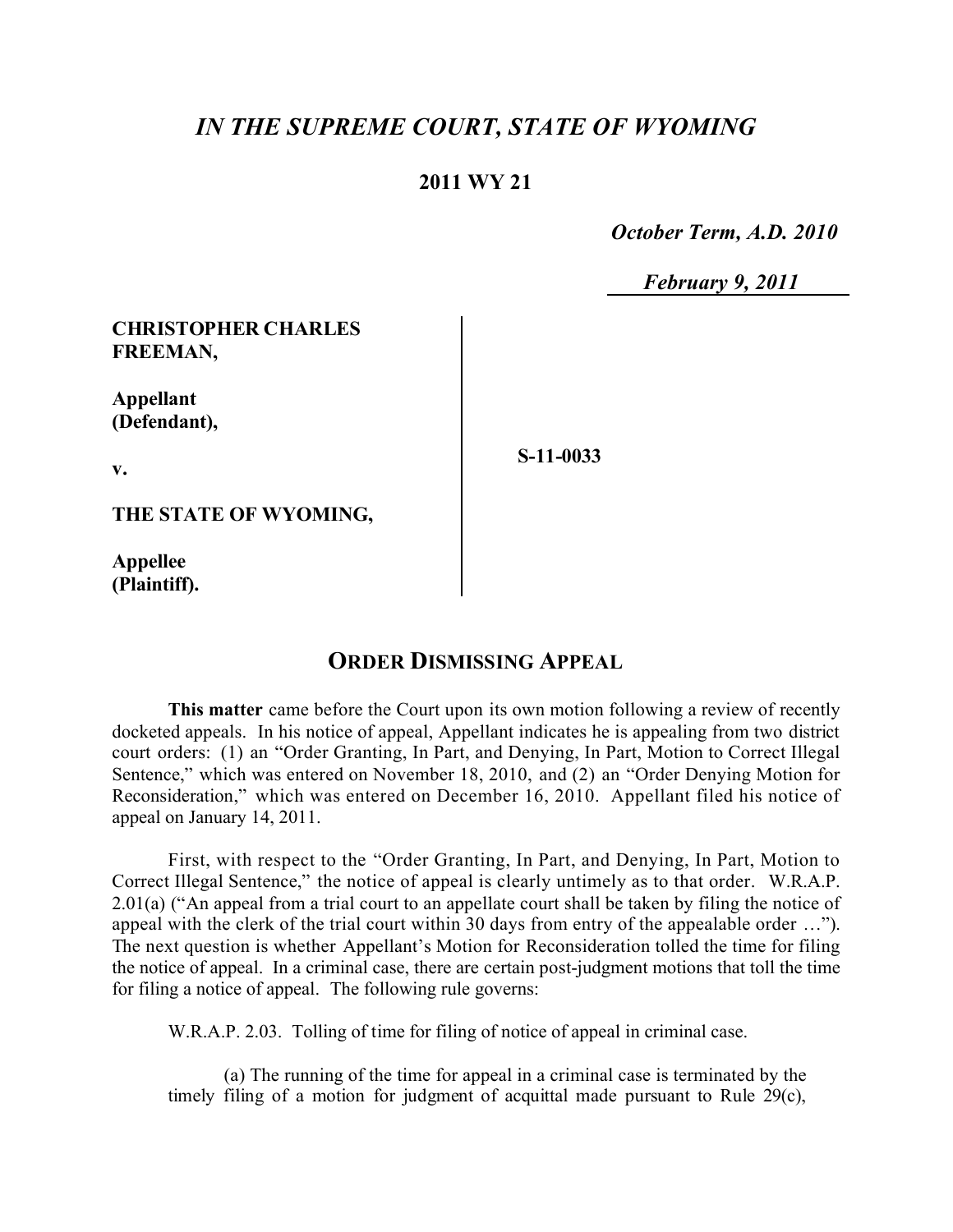# *IN THE SUPREME COURT, STATE OF WYOMING*

**2011 WY 21**

*October Term, A.D. 2010*

*February 9, 2011*

| | |
|---|---|
| **CHRISTOPHER CHARLES FREEMAN,**<br><br>**Appellant (Defendant),**<br><br>**v.**<br><br>**THE STATE OF WYOMING,**<br><br>**Appellee (Plaintiff).** | **S-11-0033** |

## ORDER DISMISSING APPEAL

**This matter** came before the Court upon its own motion following a review of recently docketed appeals. In his notice of appeal, Appellant indicates he is appealing from two district court orders: (1) an "Order Granting, In Part, and Denying, In Part, Motion to Correct Illegal Sentence," which was entered on November 18, 2010, and (2) an "Order Denying Motion for Reconsideration," which was entered on December 16, 2010. Appellant filed his notice of appeal on January 14, 2011.

First, with respect to the "Order Granting, In Part, and Denying, In Part, Motion to Correct Illegal Sentence," the notice of appeal is clearly untimely as to that order. W.R.A.P. 2.01(a) ("An appeal from a trial court to an appellate court shall be taken by filing the notice of appeal with the clerk of the trial court within 30 days from entry of the appealable order …"). The next question is whether Appellant's Motion for Reconsideration tolled the time for filing the notice of appeal. In a criminal case, there are certain post-judgment motions that toll the time for filing a notice of appeal. The following rule governs:

W.R.A.P. 2.03. Tolling of time for filing of notice of appeal in criminal case.

(a) The running of the time for appeal in a criminal case is terminated by the timely filing of a motion for judgment of acquittal made pursuant to Rule 29(c),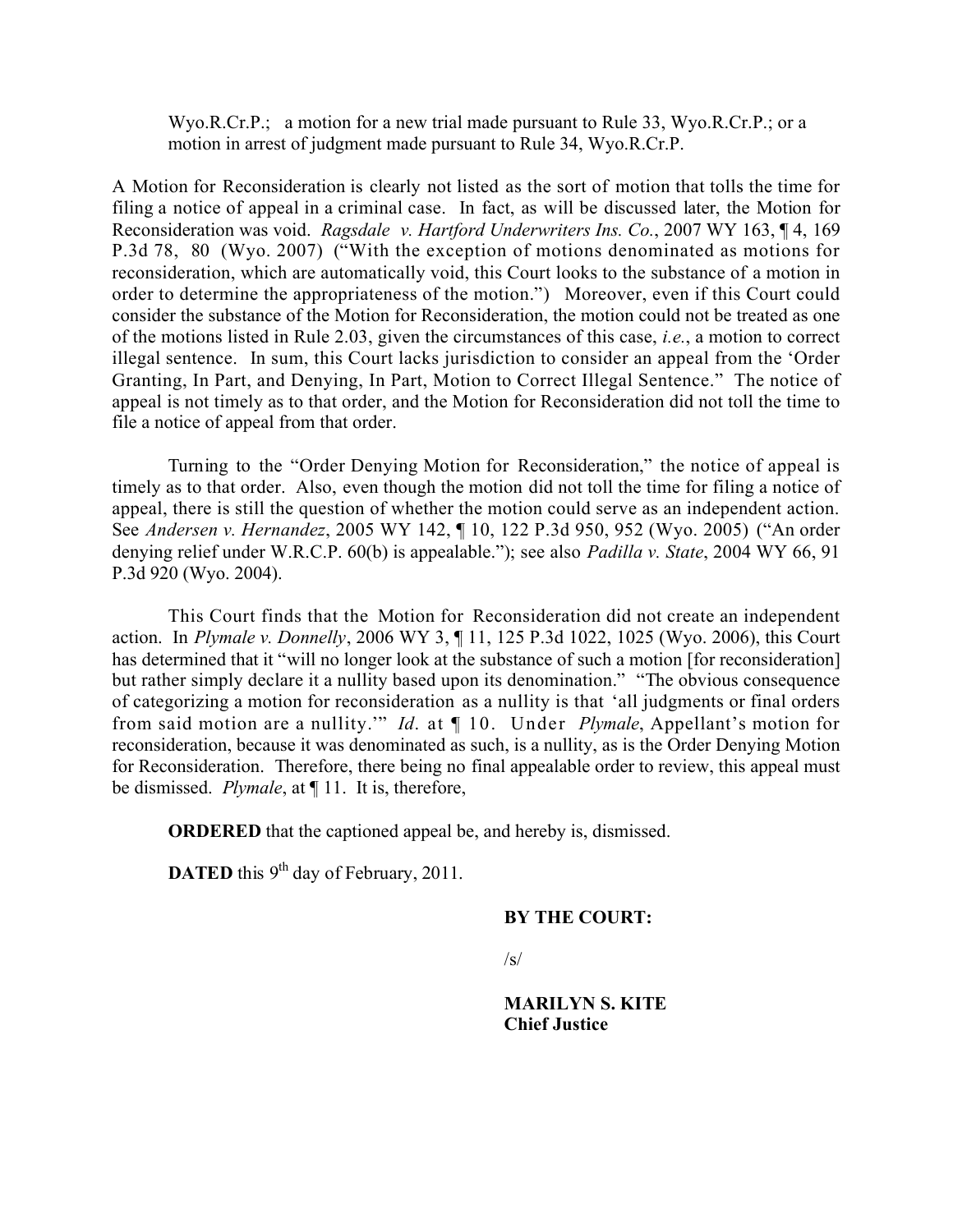Wyo.R.Cr.P.; a motion for a new trial made pursuant to Rule 33, Wyo.R.Cr.P.; or a motion in arrest of judgment made pursuant to Rule 34, Wyo.R.Cr.P.

A Motion for Reconsideration is clearly not listed as the sort of motion that tolls the time for filing a notice of appeal in a criminal case. In fact, as will be discussed later, the Motion for Reconsideration was void. *Ragsdale v. Hartford Underwriters Ins. Co.*, 2007 WY 163, ¶ 4, 169 P.3d 78, 80 (Wyo. 2007) ("With the exception of motions denominated as motions for reconsideration, which are automatically void, this Court looks to the substance of a motion in order to determine the appropriateness of the motion.") Moreover, even if this Court could consider the substance of the Motion for Reconsideration, the motion could not be treated as one of the motions listed in Rule 2.03, given the circumstances of this case, *i.e.*, a motion to correct illegal sentence. In sum, this Court lacks jurisdiction to consider an appeal from the 'Order Granting, In Part, and Denying, In Part, Motion to Correct Illegal Sentence." The notice of appeal is not timely as to that order, and the Motion for Reconsideration did not toll the time to file a notice of appeal from that order.

Turning to the "Order Denying Motion for Reconsideration," the notice of appeal is timely as to that order. Also, even though the motion did not toll the time for filing a notice of appeal, there is still the question of whether the motion could serve as an independent action. See *Andersen v. Hernandez*, 2005 WY 142, ¶ 10, 122 P.3d 950, 952 (Wyo. 2005) ("An order denying relief under W.R.C.P. 60(b) is appealable."); see also *Padilla v. State*, 2004 WY 66, 91 P.3d 920 (Wyo. 2004).

This Court finds that the Motion for Reconsideration did not create an independent action. In *Plymale v. Donnelly*, 2006 WY 3, ¶ 11, 125 P.3d 1022, 1025 (Wyo. 2006), this Court has determined that it "will no longer look at the substance of such a motion [for reconsideration] but rather simply declare it a nullity based upon its denomination." "The obvious consequence of categorizing a motion for reconsideration as a nullity is that 'all judgments or final orders from said motion are a nullity.'" *Id*. at ¶ 10. Under *Plymale*, Appellant's motion for reconsideration, because it was denominated as such, is a nullity, as is the Order Denying Motion for Reconsideration. Therefore, there being no final appealable order to review, this appeal must be dismissed. *Plymale*, at ¶ 11. It is, therefore,

**ORDERED** that the captioned appeal be, and hereby is, dismissed.

**DATED** this 9th day of February, 2011.

**BY THE COURT:**

/s/

**MARILYN S. KITE**
**Chief Justice**